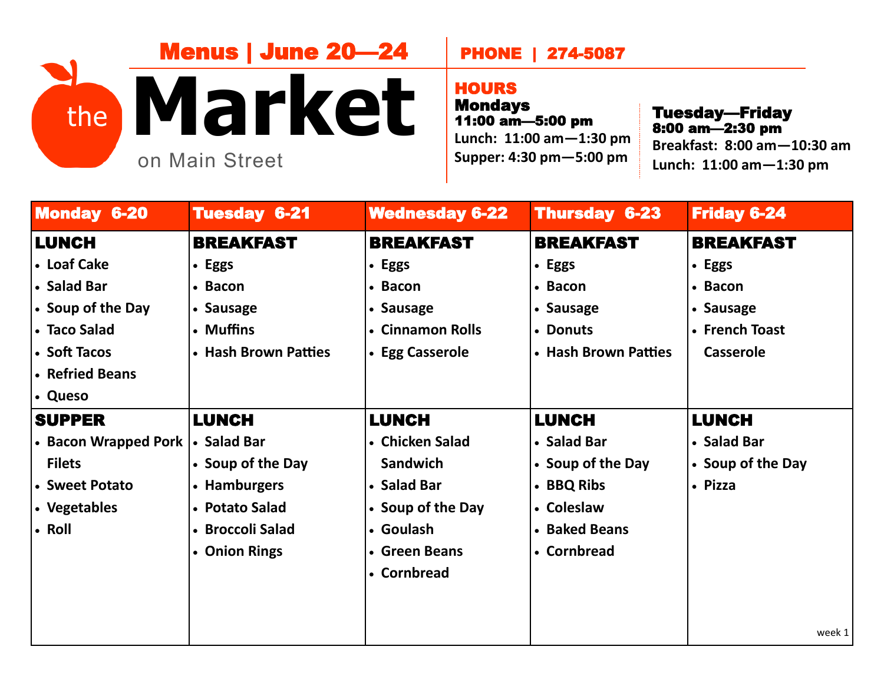# the Market on Main Street

## Menus | June 20—24

**PHONE | 274-5087**

### HOURS

**Mondays**
**11:00 am—5:00 pm**
Lunch: 11:00 am—1:30 pm
Supper: 4:30 pm—5:00 pm

**Tuesday—Friday**
**8:00 am—2:30 pm**
Breakfast: 8:00 am—10:30 am
Lunch: 11:00 am—1:30 pm

| Monday 6-20 | Tuesday 6-21 | Wednesday 6-22 | Thursday 6-23 | Friday 6-24 |
|---|---|---|---|---|
| **LUNCH**<br>• Loaf Cake<br>• Salad Bar<br>• Soup of the Day<br>• Taco Salad<br>• Soft Tacos<br>• Refried Beans<br>• Queso | **BREAKFAST**<br>• Eggs<br>• Bacon<br>• Sausage<br>• Muffins<br>• Hash Brown Patties | **BREAKFAST**<br>• Eggs<br>• Bacon<br>• Sausage<br>• Cinnamon Rolls<br>• Egg Casserole | **BREAKFAST**<br>• Eggs<br>• Bacon<br>• Sausage<br>• Donuts<br>• Hash Brown Patties | **BREAKFAST**<br>• Eggs<br>• Bacon<br>• Sausage<br>• French Toast Casserole |
| **SUPPER**<br>• Bacon Wrapped Pork Filets<br>• Sweet Potato<br>• Vegetables<br>• Roll | **LUNCH**<br>• Salad Bar<br>• Soup of the Day<br>• Hamburgers<br>• Potato Salad<br>• Broccoli Salad<br>• Onion Rings | **LUNCH**<br>• Chicken Salad Sandwich<br>• Salad Bar<br>• Soup of the Day<br>• Goulash<br>• Green Beans<br>• Cornbread | **LUNCH**<br>• Salad Bar<br>• Soup of the Day<br>• BBQ Ribs<br>• Coleslaw<br>• Baked Beans<br>• Cornbread | **LUNCH**<br>• Salad Bar<br>• Soup of the Day<br>• Pizza |

week 1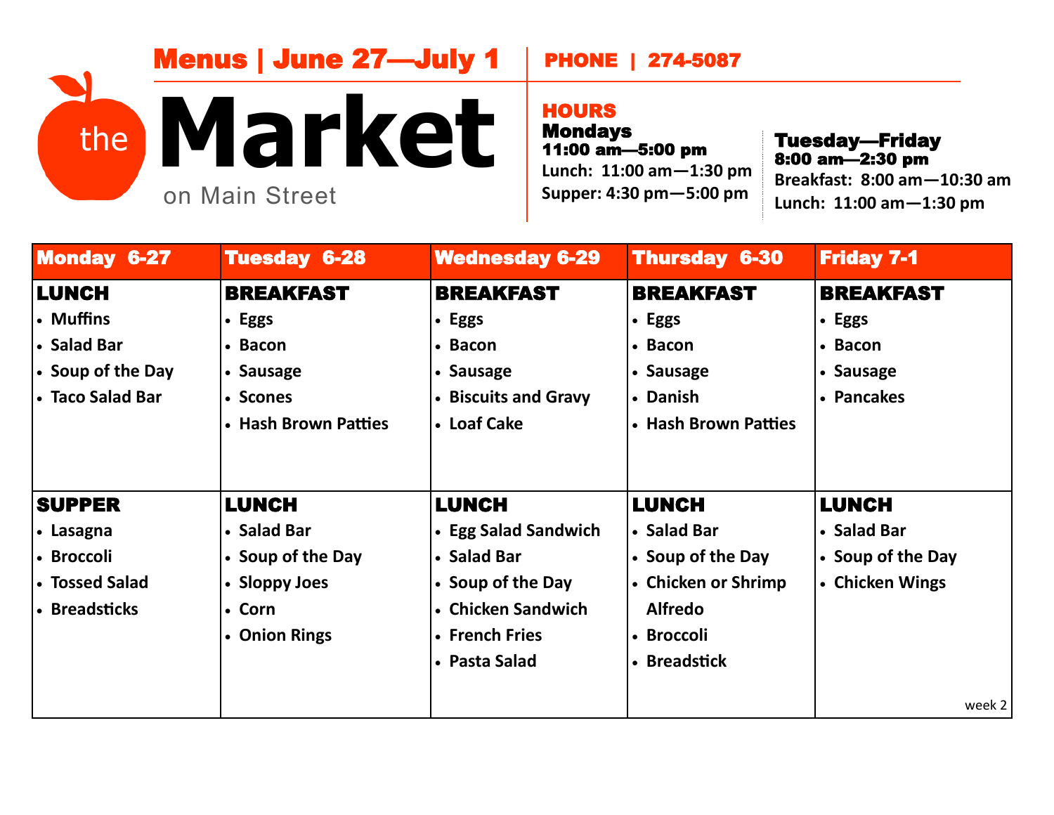# the Market on Main Street

## Menus | June 27—July 1

**PHONE | 274-5087**

### HOURS

**Mondays**
**11:00 am—5:00 pm**
Lunch: 11:00 am—1:30 pm
Supper: 4:30 pm—5:00 pm

**Tuesday—Friday**
**8:00 am—2:30 pm**
Breakfast: 8:00 am—10:30 am
Lunch: 11:00 am—1:30 pm

| Monday 6-27 | Tuesday 6-28 | Wednesday 6-29 | Thursday 6-30 | Friday 7-1 |
|---|---|---|---|---|
| **LUNCH**<br>• Muffins<br>• Salad Bar<br>• Soup of the Day<br>• Taco Salad Bar | **BREAKFAST**<br>• Eggs<br>• Bacon<br>• Sausage<br>• Scones<br>• Hash Brown Patties | **BREAKFAST**<br>• Eggs<br>• Bacon<br>• Sausage<br>• Biscuits and Gravy<br>• Loaf Cake | **BREAKFAST**<br>• Eggs<br>• Bacon<br>• Sausage<br>• Danish<br>• Hash Brown Patties | **BREAKFAST**<br>• Eggs<br>• Bacon<br>• Sausage<br>• Pancakes |
| **SUPPER**<br>• Lasagna<br>• Broccoli<br>• Tossed Salad<br>• Breadsticks | **LUNCH**<br>• Salad Bar<br>• Soup of the Day<br>• Sloppy Joes<br>• Corn<br>• Onion Rings | **LUNCH**<br>• Egg Salad Sandwich<br>• Salad Bar<br>• Soup of the Day<br>• Chicken Sandwich<br>• French Fries<br>• Pasta Salad | **LUNCH**<br>• Salad Bar<br>• Soup of the Day<br>• Chicken or Shrimp Alfredo<br>• Broccoli<br>• Breadstick | **LUNCH**<br>• Salad Bar<br>• Soup of the Day<br>• Chicken Wings<br><br>week 2 |